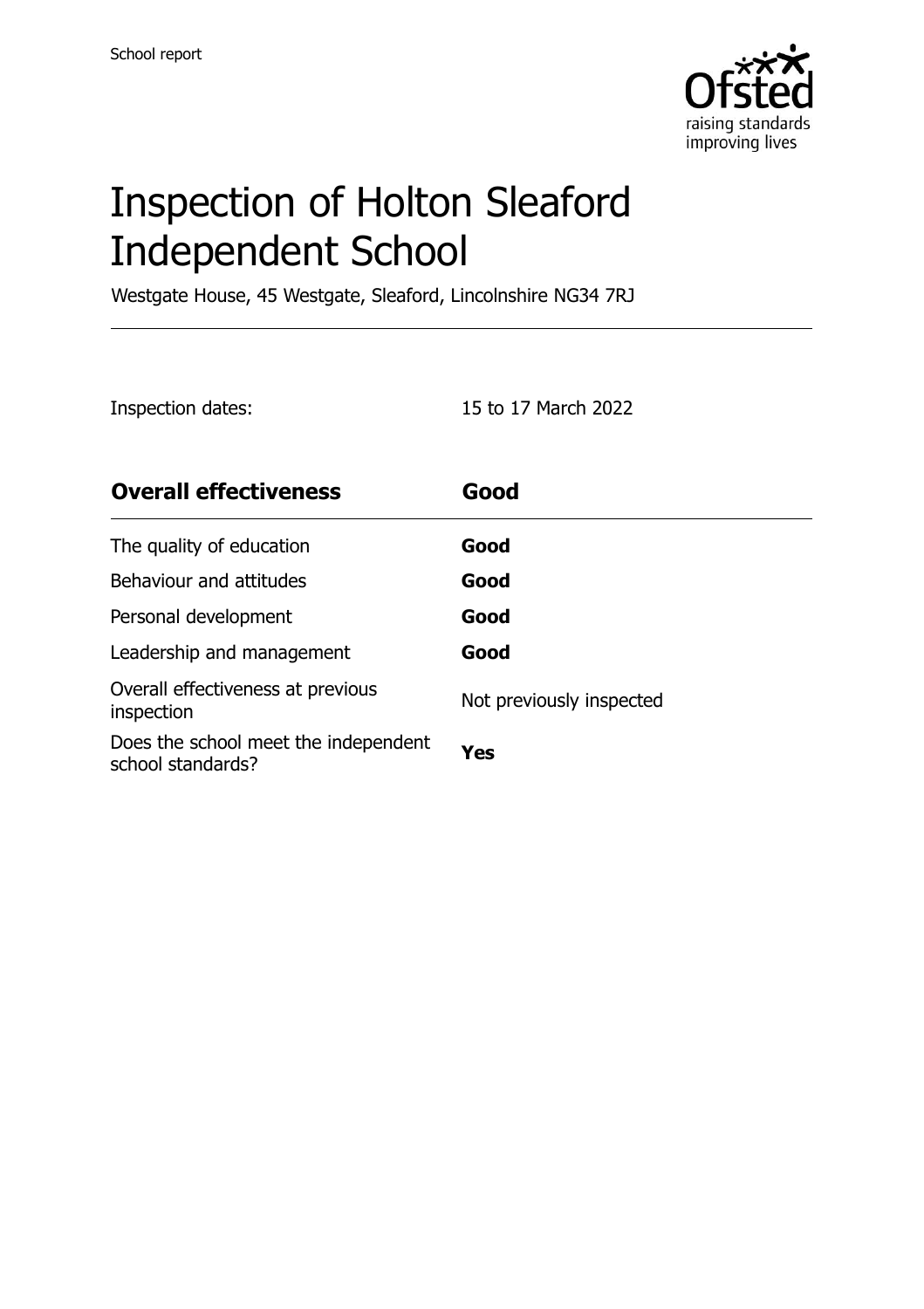School report

# Inspection of Holton Sleaford Independent School

Westgate House, 45 Westgate, Sleaford, Lincolnshire NG34 7RJ

Inspection dates: 15 to 17 March 2022

| **Overall effectiveness** | **Good** |
| --- | --- |
| The quality of education | **Good** |
| Behaviour and attitudes | **Good** |
| Personal development | **Good** |
| Leadership and management | **Good** |
| Overall effectiveness at previous inspection | Not previously inspected |
| Does the school meet the independent school standards? | **Yes** |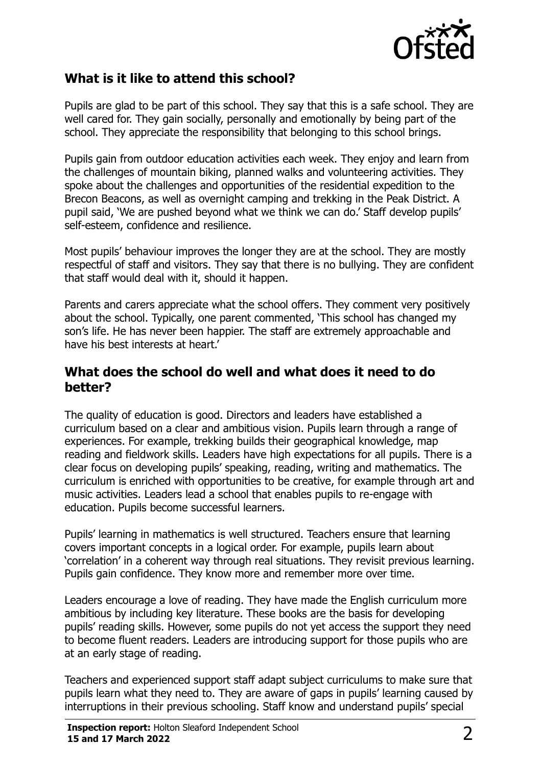## What is it like to attend this school?

Pupils are glad to be part of this school. They say that this is a safe school. They are well cared for. They gain socially, personally and emotionally by being part of the school. They appreciate the responsibility that belonging to this school brings.

Pupils gain from outdoor education activities each week. They enjoy and learn from the challenges of mountain biking, planned walks and volunteering activities. They spoke about the challenges and opportunities of the residential expedition to the Brecon Beacons, as well as overnight camping and trekking in the Peak District. A pupil said, 'We are pushed beyond what we think we can do.' Staff develop pupils' self-esteem, confidence and resilience.

Most pupils' behaviour improves the longer they are at the school. They are mostly respectful of staff and visitors. They say that there is no bullying. They are confident that staff would deal with it, should it happen.

Parents and carers appreciate what the school offers. They comment very positively about the school. Typically, one parent commented, 'This school has changed my son's life. He has never been happier. The staff are extremely approachable and have his best interests at heart.'

## What does the school do well and what does it need to do better?

The quality of education is good. Directors and leaders have established a curriculum based on a clear and ambitious vision. Pupils learn through a range of experiences. For example, trekking builds their geographical knowledge, map reading and fieldwork skills. Leaders have high expectations for all pupils. There is a clear focus on developing pupils' speaking, reading, writing and mathematics. The curriculum is enriched with opportunities to be creative, for example through art and music activities. Leaders lead a school that enables pupils to re-engage with education. Pupils become successful learners.

Pupils' learning in mathematics is well structured. Teachers ensure that learning covers important concepts in a logical order. For example, pupils learn about 'correlation' in a coherent way through real situations. They revisit previous learning. Pupils gain confidence. They know more and remember more over time.

Leaders encourage a love of reading. They have made the English curriculum more ambitious by including key literature. These books are the basis for developing pupils' reading skills. However, some pupils do not yet access the support they need to become fluent readers. Leaders are introducing support for those pupils who are at an early stage of reading.

Teachers and experienced support staff adapt subject curriculums to make sure that pupils learn what they need to. They are aware of gaps in pupils' learning caused by interruptions in their previous schooling. Staff know and understand pupils' special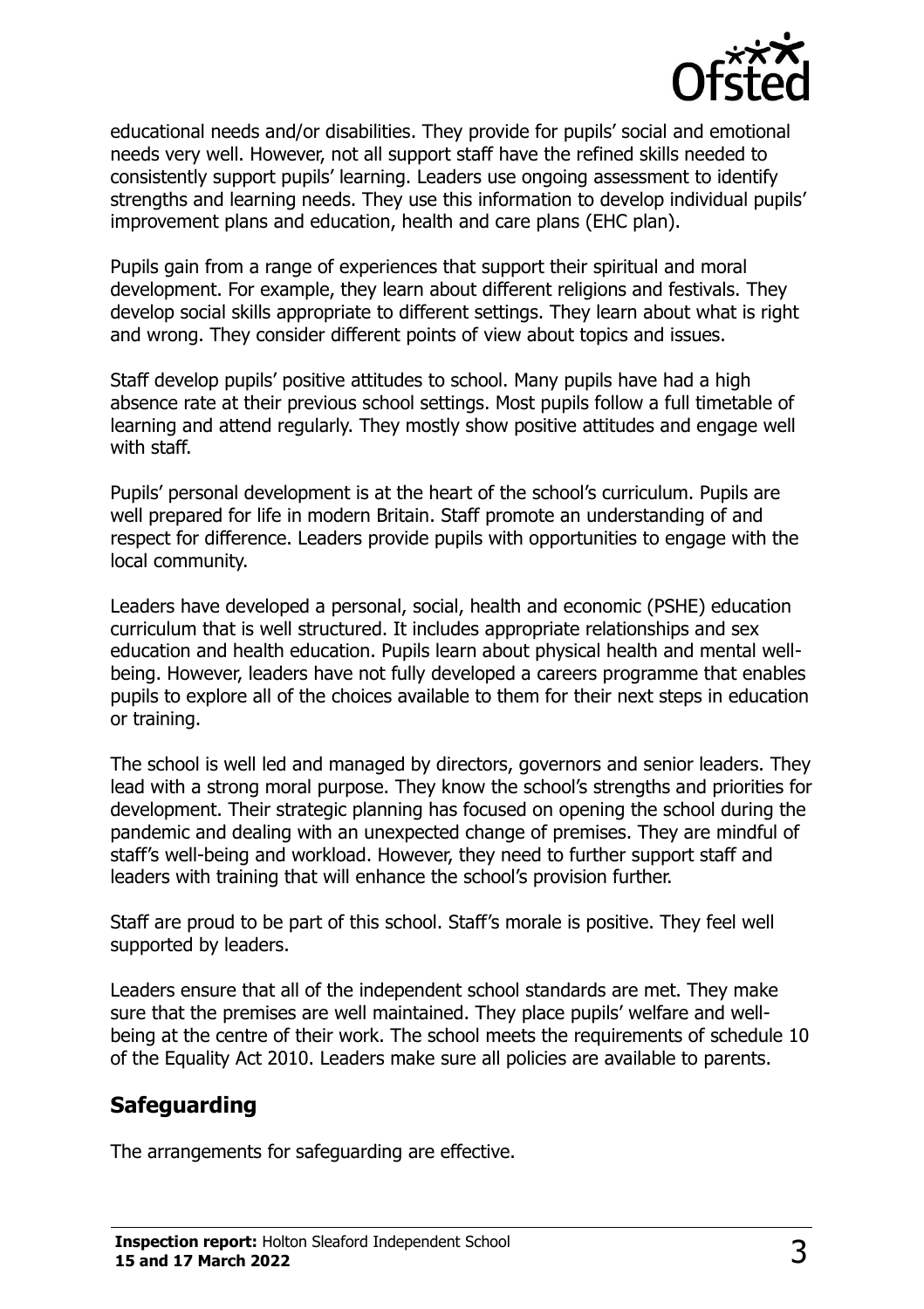educational needs and/or disabilities. They provide for pupils' social and emotional needs very well. However, not all support staff have the refined skills needed to consistently support pupils' learning. Leaders use ongoing assessment to identify strengths and learning needs. They use this information to develop individual pupils' improvement plans and education, health and care plans (EHC plan).

Pupils gain from a range of experiences that support their spiritual and moral development. For example, they learn about different religions and festivals. They develop social skills appropriate to different settings. They learn about what is right and wrong. They consider different points of view about topics and issues.

Staff develop pupils' positive attitudes to school. Many pupils have had a high absence rate at their previous school settings. Most pupils follow a full timetable of learning and attend regularly. They mostly show positive attitudes and engage well with staff.

Pupils' personal development is at the heart of the school's curriculum. Pupils are well prepared for life in modern Britain. Staff promote an understanding of and respect for difference. Leaders provide pupils with opportunities to engage with the local community.

Leaders have developed a personal, social, health and economic (PSHE) education curriculum that is well structured. It includes appropriate relationships and sex education and health education. Pupils learn about physical health and mental well-being. However, leaders have not fully developed a careers programme that enables pupils to explore all of the choices available to them for their next steps in education or training.

The school is well led and managed by directors, governors and senior leaders. They lead with a strong moral purpose. They know the school's strengths and priorities for development. Their strategic planning has focused on opening the school during the pandemic and dealing with an unexpected change of premises. They are mindful of staff's well-being and workload. However, they need to further support staff and leaders with training that will enhance the school's provision further.

Staff are proud to be part of this school. Staff's morale is positive. They feel well supported by leaders.

Leaders ensure that all of the independent school standards are met. They make sure that the premises are well maintained. They place pupils' welfare and well-being at the centre of their work. The school meets the requirements of schedule 10 of the Equality Act 2010. Leaders make sure all policies are available to parents.

## Safeguarding

The arrangements for safeguarding are effective.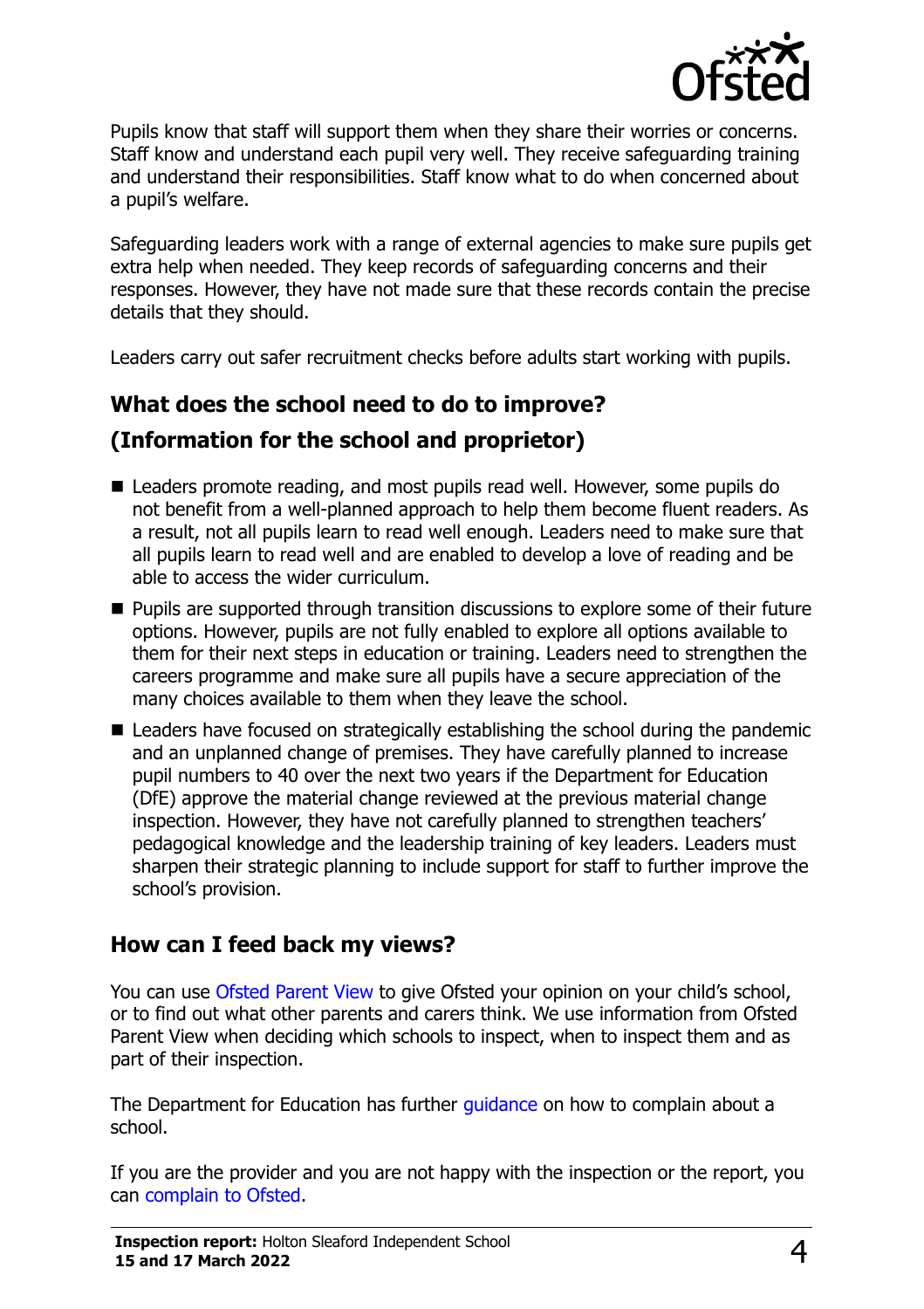Pupils know that staff will support them when they share their worries or concerns. Staff know and understand each pupil very well. They receive safeguarding training and understand their responsibilities. Staff know what to do when concerned about a pupil's welfare.

Safeguarding leaders work with a range of external agencies to make sure pupils get extra help when needed. They keep records of safeguarding concerns and their responses. However, they have not made sure that these records contain the precise details that they should.

Leaders carry out safer recruitment checks before adults start working with pupils.

## What does the school need to do to improve? (Information for the school and proprietor)

- Leaders promote reading, and most pupils read well. However, some pupils do not benefit from a well-planned approach to help them become fluent readers. As a result, not all pupils learn to read well enough. Leaders need to make sure that all pupils learn to read well and are enabled to develop a love of reading and be able to access the wider curriculum.
- Pupils are supported through transition discussions to explore some of their future options. However, pupils are not fully enabled to explore all options available to them for their next steps in education or training. Leaders need to strengthen the careers programme and make sure all pupils have a secure appreciation of the many choices available to them when they leave the school.
- Leaders have focused on strategically establishing the school during the pandemic and an unplanned change of premises. They have carefully planned to increase pupil numbers to 40 over the next two years if the Department for Education (DfE) approve the material change reviewed at the previous material change inspection. However, they have not carefully planned to strengthen teachers' pedagogical knowledge and the leadership training of key leaders. Leaders must sharpen their strategic planning to include support for staff to further improve the school's provision.

## How can I feed back my views?

You can use Ofsted Parent View to give Ofsted your opinion on your child's school, or to find out what other parents and carers think. We use information from Ofsted Parent View when deciding which schools to inspect, when to inspect them and as part of their inspection.

The Department for Education has further guidance on how to complain about a school.

If you are the provider and you are not happy with the inspection or the report, you can complain to Ofsted.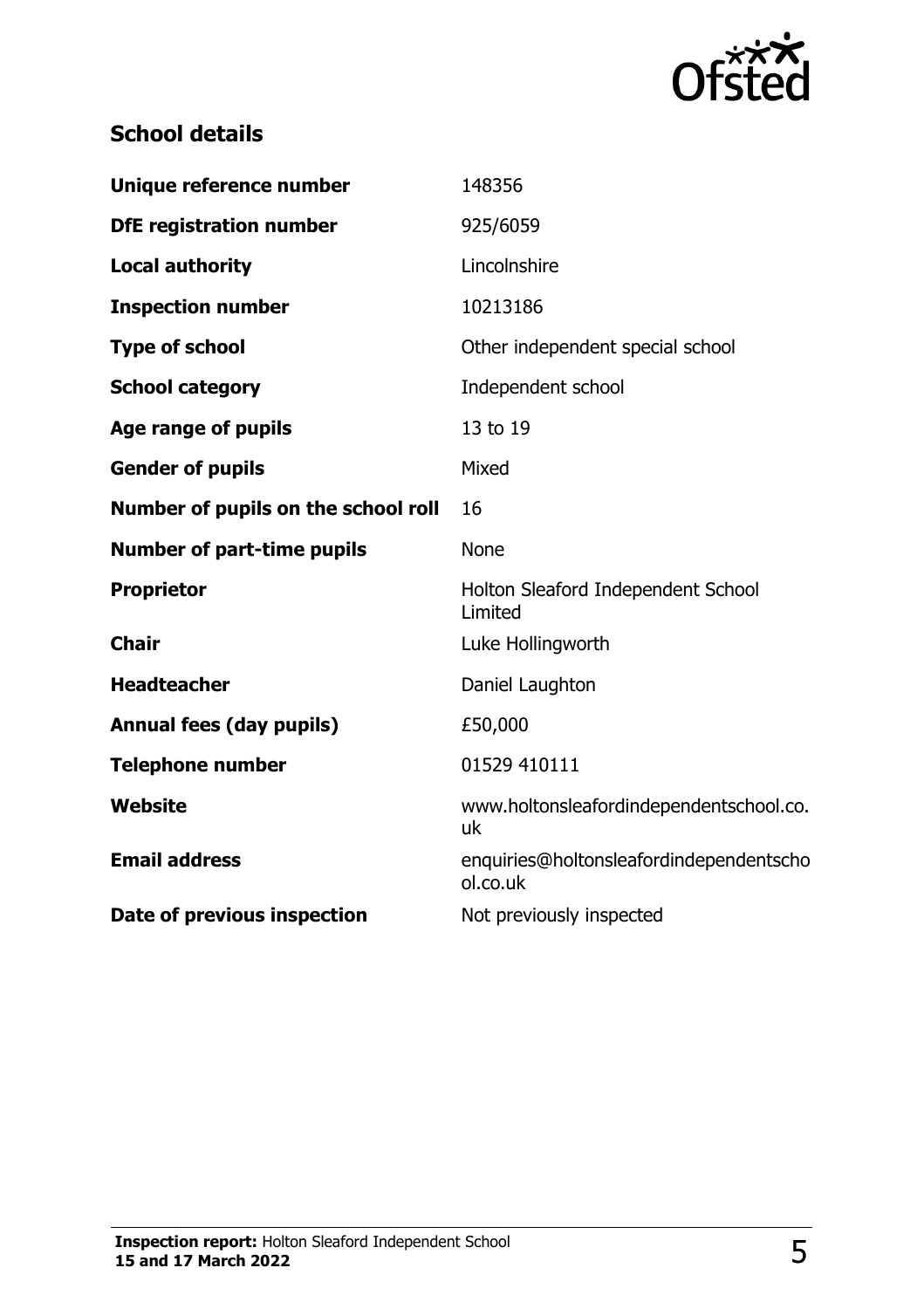## School details

| | |
|---|---|
| **Unique reference number** | 148356 |
| **DfE registration number** | 925/6059 |
| **Local authority** | Lincolnshire |
| **Inspection number** | 10213186 |
| **Type of school** | Other independent special school |
| **School category** | Independent school |
| **Age range of pupils** | 13 to 19 |
| **Gender of pupils** | Mixed |
| **Number of pupils on the school roll** | 16 |
| **Number of part-time pupils** | None |
| **Proprietor** | Holton Sleaford Independent School Limited |
| **Chair** | Luke Hollingworth |
| **Headteacher** | Daniel Laughton |
| **Annual fees (day pupils)** | £50,000 |
| **Telephone number** | 01529 410111 |
| **Website** | www.holtonsleafordindependentschool.co.uk |
| **Email address** | enquiries@holtonsleafordindependentschool.co.uk |
| **Date of previous inspection** | Not previously inspected |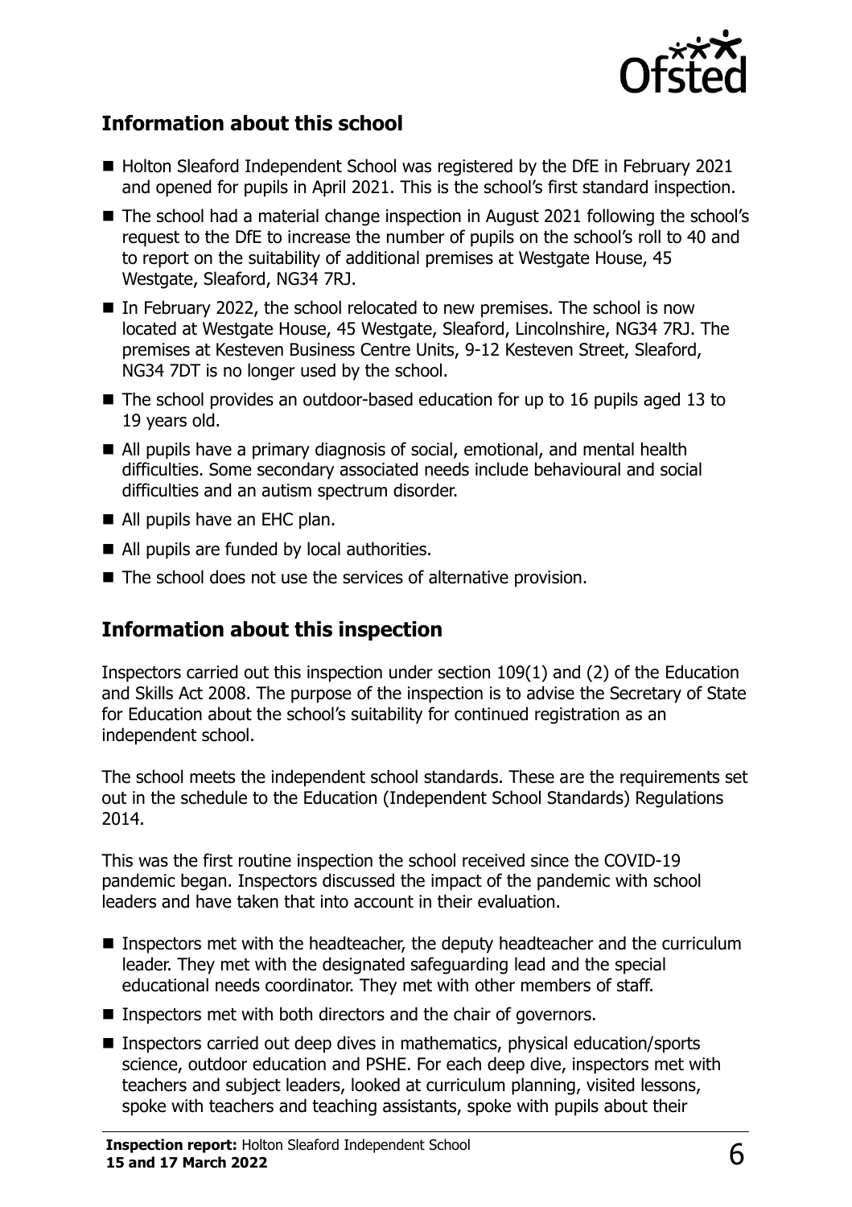## Information about this school

- Holton Sleaford Independent School was registered by the DfE in February 2021 and opened for pupils in April 2021. This is the school's first standard inspection.
- The school had a material change inspection in August 2021 following the school's request to the DfE to increase the number of pupils on the school's roll to 40 and to report on the suitability of additional premises at Westgate House, 45 Westgate, Sleaford, NG34 7RJ.
- In February 2022, the school relocated to new premises. The school is now located at Westgate House, 45 Westgate, Sleaford, Lincolnshire, NG34 7RJ. The premises at Kesteven Business Centre Units, 9-12 Kesteven Street, Sleaford, NG34 7DT is no longer used by the school.
- The school provides an outdoor-based education for up to 16 pupils aged 13 to 19 years old.
- All pupils have a primary diagnosis of social, emotional, and mental health difficulties. Some secondary associated needs include behavioural and social difficulties and an autism spectrum disorder.
- All pupils have an EHC plan.
- All pupils are funded by local authorities.
- The school does not use the services of alternative provision.

## Information about this inspection

Inspectors carried out this inspection under section 109(1) and (2) of the Education and Skills Act 2008. The purpose of the inspection is to advise the Secretary of State for Education about the school's suitability for continued registration as an independent school.

The school meets the independent school standards. These are the requirements set out in the schedule to the Education (Independent School Standards) Regulations 2014.

This was the first routine inspection the school received since the COVID-19 pandemic began. Inspectors discussed the impact of the pandemic with school leaders and have taken that into account in their evaluation.

- Inspectors met with the headteacher, the deputy headteacher and the curriculum leader. They met with the designated safeguarding lead and the special educational needs coordinator. They met with other members of staff.
- Inspectors met with both directors and the chair of governors.
- Inspectors carried out deep dives in mathematics, physical education/sports science, outdoor education and PSHE. For each deep dive, inspectors met with teachers and subject leaders, looked at curriculum planning, visited lessons, spoke with teachers and teaching assistants, spoke with pupils about their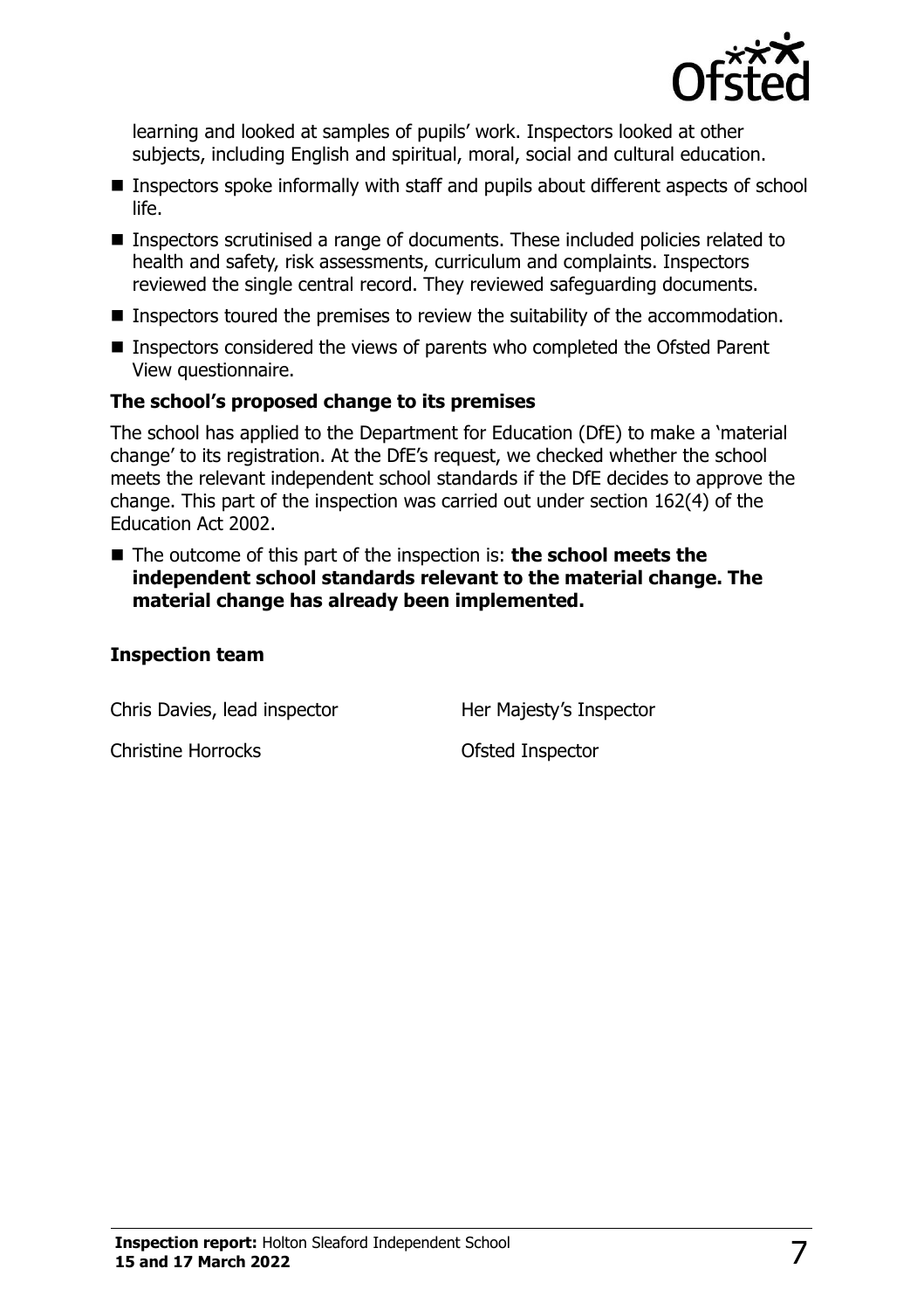learning and looked at samples of pupils' work. Inspectors looked at other subjects, including English and spiritual, moral, social and cultural education.

- Inspectors spoke informally with staff and pupils about different aspects of school life.
- Inspectors scrutinised a range of documents. These included policies related to health and safety, risk assessments, curriculum and complaints. Inspectors reviewed the single central record. They reviewed safeguarding documents.
- Inspectors toured the premises to review the suitability of the accommodation.
- Inspectors considered the views of parents who completed the Ofsted Parent View questionnaire.

### The school's proposed change to its premises

The school has applied to the Department for Education (DfE) to make a 'material change' to its registration. At the DfE's request, we checked whether the school meets the relevant independent school standards if the DfE decides to approve the change. This part of the inspection was carried out under section 162(4) of the Education Act 2002.

- The outcome of this part of the inspection is: **the school meets the independent school standards relevant to the material change. The material change has already been implemented.**

### Inspection team

| | |
|---|---|
| Chris Davies, lead inspector | Her Majesty's Inspector |
| Christine Horrocks | Ofsted Inspector |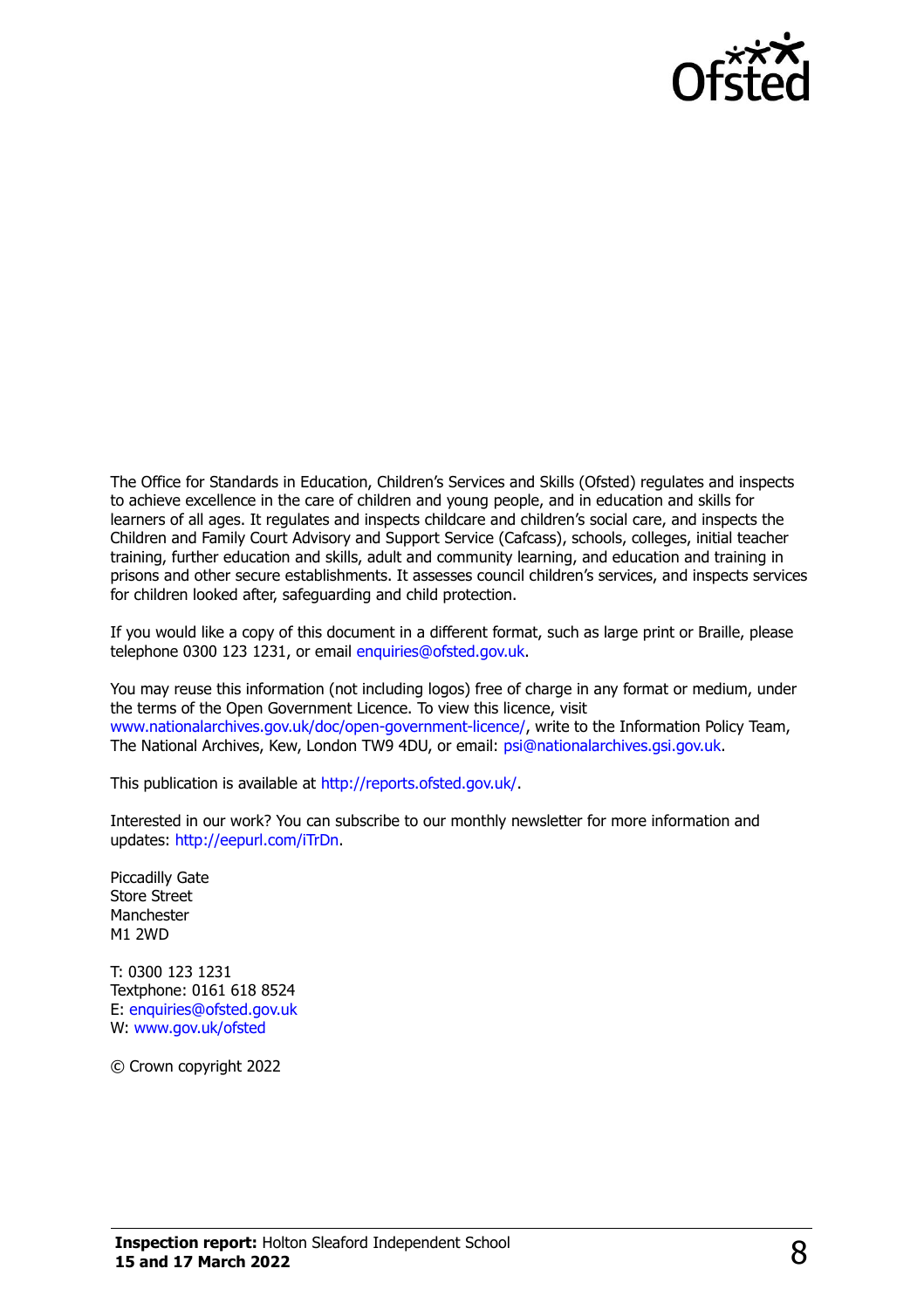The Office for Standards in Education, Children's Services and Skills (Ofsted) regulates and inspects to achieve excellence in the care of children and young people, and in education and skills for learners of all ages. It regulates and inspects childcare and children's social care, and inspects the Children and Family Court Advisory and Support Service (Cafcass), schools, colleges, initial teacher training, further education and skills, adult and community learning, and education and training in prisons and other secure establishments. It assesses council children's services, and inspects services for children looked after, safeguarding and child protection.

If you would like a copy of this document in a different format, such as large print or Braille, please telephone 0300 123 1231, or email enquiries@ofsted.gov.uk.

You may reuse this information (not including logos) free of charge in any format or medium, under the terms of the Open Government Licence. To view this licence, visit www.nationalarchives.gov.uk/doc/open-government-licence/, write to the Information Policy Team, The National Archives, Kew, London TW9 4DU, or email: psi@nationalarchives.gsi.gov.uk.

This publication is available at http://reports.ofsted.gov.uk/.

Interested in our work? You can subscribe to our monthly newsletter for more information and updates: http://eepurl.com/iTrDn.

Piccadilly Gate
Store Street
Manchester
M1 2WD

T: 0300 123 1231
Textphone: 0161 618 8524
E: enquiries@ofsted.gov.uk
W: www.gov.uk/ofsted

© Crown copyright 2022